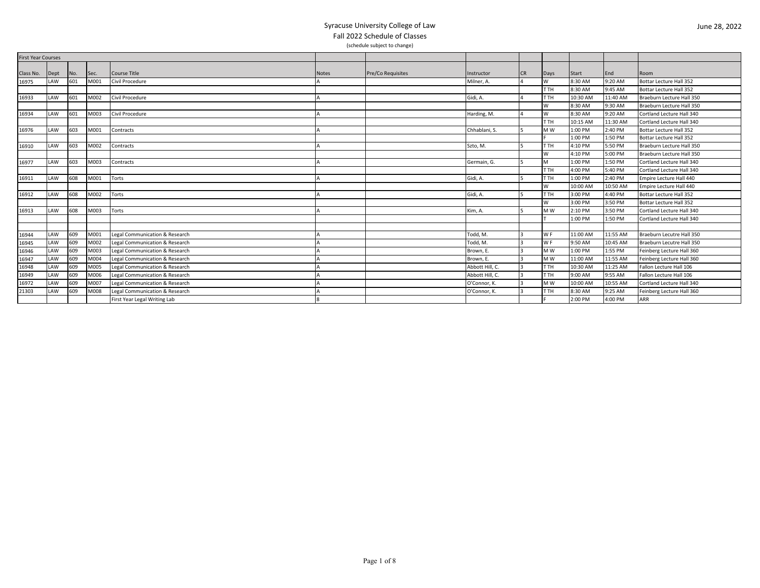# Syracuse University College of Law

## Fall 2022 Schedule of Classes

(schedule subject to change)

June 28, 2022

| First Year Courses | | | | | | | | | | | | |
|---|---|---|---|---|---|---|---|---|---|---|---|---|
| Class No. | Dept | No. | Sec. | Course Title | Notes | Pre/Co Requisites | Instructor | CR | Days | Start | End | Room |
| 16975 | LAW | 601 | M001 | Civil Procedure | A | | Milner, A. | 4 | W | 8:30 AM | 9:20 AM | Bottar Lecture Hall 352 |
| | | | | | | | | | T TH | 8:30 AM | 9:45 AM | Bottar Lecture Hall 352 |
| 16933 | LAW | 601 | M002 | Civil Procedure | A | | Gidi, A. | 4 | T TH | 10:30 AM | 11:40 AM | Braeburn Lecture Hall 350 |
| | | | | | | | | | W | 8:30 AM | 9:30 AM | Braeburn Lecture Hall 350 |
| 16934 | LAW | 601 | M003 | Civil Procedure | A | | Harding, M. | 4 | W | 8:30 AM | 9:20 AM | Cortland Lecture Hall 340 |
| | | | | | | | | | T TH | 10:15 AM | 11:30 AM | Cortland Lecture Hall 340 |
| 16976 | LAW | 603 | M001 | Contracts | A | | Chhablani, S. | 5 | M W | 1:00 PM | 2:40 PM | Bottar Lecture Hall 352 |
| | | | | | | | | | F | 1:00 PM | 1:50 PM | Bottar Lecture Hall 352 |
| 16910 | LAW | 603 | M002 | Contracts | A | | Szto, M. | 5 | T TH | 4:10 PM | 5:50 PM | Braeburn Lecture Hall 350 |
| | | | | | | | | | W | 4:10 PM | 5:00 PM | Braeburn Lecture Hall 350 |
| 16977 | LAW | 603 | M003 | Contracts | A | | Germain, G. | 5 | M | 1:00 PM | 1:50 PM | Cortland Lecture Hall 340 |
| | | | | | | | | | T TH | 4:00 PM | 5:40 PM | Cortland Lecture Hall 340 |
| 16911 | LAW | 608 | M001 | Torts | A | | Gidi, A. | 5 | T TH | 1:00 PM | 2:40 PM | Empire Lecture Hall 440 |
| | | | | | | | | | W | 10:00 AM | 10:50 AM | Empire Lecture Hall 440 |
| 16912 | LAW | 608 | M002 | Torts | A | | Gidi, A. | 5 | T TH | 3:00 PM | 4:40 PM | Bottar Lecture Hall 352 |
| | | | | | | | | | W | 3:00 PM | 3:50 PM | Bottar Lecture Hall 352 |
| 16913 | LAW | 608 | M003 | Torts | A | | Kim, A. | 5 | M W | 2:10 PM | 3:50 PM | Cortland Lecture Hall 340 |
| | | | | | | | | | T | 1:00 PM | 1:50 PM | Cortland Lecture Hall 340 |
| | | | | | | | | | | | | |
| 16944 | LAW | 609 | M001 | Legal Communication & Research | A | | Todd, M. | 3 | W F | 11:00 AM | 11:55 AM | Braeburn Lecutre Hall 350 |
| 16945 | LAW | 609 | M002 | Legal Communication & Research | A | | Todd, M. | 3 | W F | 9:50 AM | 10:45 AM | Braeburn Lecutre Hall 350 |
| 16946 | LAW | 609 | M003 | Legal Communication & Research | A | | Brown, E. | 3 | M W | 1:00 PM | 1:55 PM | Feinberg Lecture Hall 360 |
| 16947 | LAW | 609 | M004 | Legal Communication & Research | A | | Brown, E. | 3 | M W | 11:00 AM | 11:55 AM | Feinberg Lecture Hall 360 |
| 16948 | LAW | 609 | M005 | Legal Communication & Research | A | | Abbott Hill, C. | 3 | T TH | 10:30 AM | 11:25 AM | Fallon Lecture Hall 106 |
| 16949 | LAW | 609 | M006 | Legal Communication & Research | A | | Abbott Hill, C. | 3 | T TH | 9:00 AM | 9:55 AM | Fallon Lecture Hall 106 |
| 16972 | LAW | 609 | M007 | Legal Communication & Research | A | | O'Connor, K. | 3 | M W | 10:00 AM | 10:55 AM | Cortland Lecture Hall 340 |
| 21303 | LAW | 609 | M008 | Legal Communication & Research | A | | O'Connor, K. | 3 | T TH | 8:30 AM | 9:25 AM | Feinberg Lecture Hall 360 |
| | | | | First Year Legal Writing Lab | 8 | | | | F | 2:00 PM | 4:00 PM | ARR |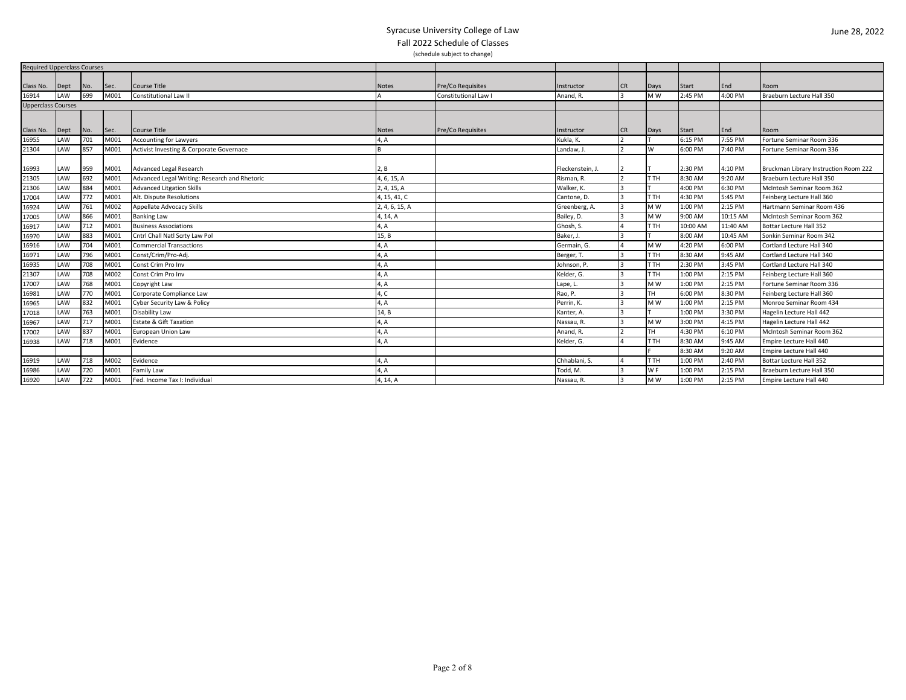# Syracuse University College of Law

Fall 2022 Schedule of Classes

(schedule subject to change)

June 28, 2022

| Required Upperclass Courses | | | | | | | | | | | | |
|---|---|---|---|---|---|---|---|---|---|---|---|---|
| Class No. | Dept | No. | Sec. | Course Title | Notes | Pre/Co Requisites | Instructor | CR | Days | Start | End | Room |
| 16914 | LAW | 699 | M001 | Constitutional Law II | A | Constitutional Law I | Anand, R. | 3 | M W | 2:45 PM | 4:00 PM | Braeburn Lecture Hall 350 |
| **Upperclass Courses** | | | | | | | | | | | | |
| Class No. | Dept | No. | Sec. | Course Title | Notes | Pre/Co Requisites | Instructor | CR | Days | Start | End | Room |
| 16955 | LAW | 701 | M001 | Accounting for Lawyers | 4, A | | Kukla, K. | 2 | T | 6:15 PM | 7:55 PM | Fortune Seminar Room 336 |
| 21304 | LAW | 857 | M001 | Activist Investing & Corporate Governace | B | | Landaw, J. | 2 | W | 6:00 PM | 7:40 PM | Fortune Seminar Room 336 |
| 16993 | LAW | 959 | M001 | Advanced Legal Research | 2, B | | Fleckenstein, J. | 2 | T | 2:30 PM | 4:10 PM | Bruckman Library Instruction Room 222 |
| 21305 | LAW | 692 | M001 | Advanced Legal Writing: Research and Rhetoric | 4, 6, 15, A | | Risman, R. | 2 | T TH | 8:30 AM | 9:20 AM | Braeburn Lecture Hall 350 |
| 21306 | LAW | 884 | M001 | Advanced Litgation Skills | 2, 4, 15, A | | Walker, K. | 3 | T | 4:00 PM | 6:30 PM | McIntosh Seminar Room 362 |
| 17004 | LAW | 772 | M001 | Alt. Dispute Resolutions | 4, 15, 41, C | | Cantone, D. | 3 | T TH | 4:30 PM | 5:45 PM | Feinberg Lecture Hall 360 |
| 16924 | LAW | 761 | M002 | Appellate Advocacy Skills | 2, 4, 6, 15, A | | Greenberg, A. | 3 | M W | 1:00 PM | 2:15 PM | Hartmann Seminar Room 436 |
| 17005 | LAW | 866 | M001 | Banking Law | 4, 14, A | | Bailey, D. | 3 | M W | 9:00 AM | 10:15 AM | McIntosh Seminar Room 362 |
| 16917 | LAW | 712 | M001 | Business Associations | 4, A | | Ghosh, S. | 4 | T TH | 10:00 AM | 11:40 AM | Bottar Lecture Hall 352 |
| 16970 | LAW | 883 | M001 | Cntrl Chall Natl Scrty Law Pol | 15, B | | Baker, J. | 3 | T | 8:00 AM | 10:45 AM | Sonkin Seminar Room 342 |
| 16916 | LAW | 704 | M001 | Commercial Transactions | 4, A | | Germain, G. | 4 | M W | 4:20 PM | 6:00 PM | Cortland Lecture Hall 340 |
| 16971 | LAW | 796 | M001 | Const/Crim/Pro-Adj. | 4, A | | Berger, T. | 3 | T TH | 8:30 AM | 9:45 AM | Cortland Lecture Hall 340 |
| 16935 | LAW | 708 | M001 | Const Crim Pro Inv | 4, A | | Johnson, P. | 3 | T TH | 2:30 PM | 3:45 PM | Cortland Lecture Hall 340 |
| 21307 | LAW | 708 | M002 | Const Crim Pro Inv | 4, A | | Kelder, G. | 3 | T TH | 1:00 PM | 2:15 PM | Feinberg Lecture Hall 360 |
| 17007 | LAW | 768 | M001 | Copyright Law | 4, A | | Lape, L. | 3 | M W | 1:00 PM | 2:15 PM | Fortune Seminar Room 336 |
| 16981 | LAW | 770 | M001 | Corporate Compliance Law | 4, C | | Rao, P. | 3 | TH | 6:00 PM | 8:30 PM | Feinberg Lecture Hall 360 |
| 16965 | LAW | 832 | M001 | Cyber Security Law & Policy | 4, A | | Perrin, K. | 3 | M W | 1:00 PM | 2:15 PM | Monroe Seminar Room 434 |
| 17018 | LAW | 763 | M001 | Disability Law | 14, B | | Kanter, A. | 3 | T | 1:00 PM | 3:30 PM | Hagelin Lecture Hall 442 |
| 16967 | LAW | 717 | M001 | Estate & Gift Taxation | 4, A | | Nassau, R. | 3 | M W | 3:00 PM | 4:15 PM | Hagelin Lecture Hall 442 |
| 17002 | LAW | 837 | M001 | European Union Law | 4, A | | Anand, R. | 2 | TH | 4:30 PM | 6:10 PM | McIntosh Seminar Room 362 |
| 16938 | LAW | 718 | M001 | Evidence | 4, A | | Kelder, G. | 4 | T TH | 8:30 AM | 9:45 AM | Empire Lecture Hall 440 |
| | | | | | | | | | F | 8:30 AM | 9:20 AM | Empire Lecture Hall 440 |
| 16919 | LAW | 718 | M002 | Evidence | 4, A | | Chhablani, S. | 4 | T TH | 1:00 PM | 2:40 PM | Bottar Lecture Hall 352 |
| 16986 | LAW | 720 | M001 | Family Law | 4, A | | Todd, M. | 3 | W F | 1:00 PM | 2:15 PM | Braeburn Lecture Hall 350 |
| 16920 | LAW | 722 | M001 | Fed. Income Tax I: Individual | 4, 14, A | | Nassau, R. | 3 | M W | 1:00 PM | 2:15 PM | Empire Lecture Hall 440 |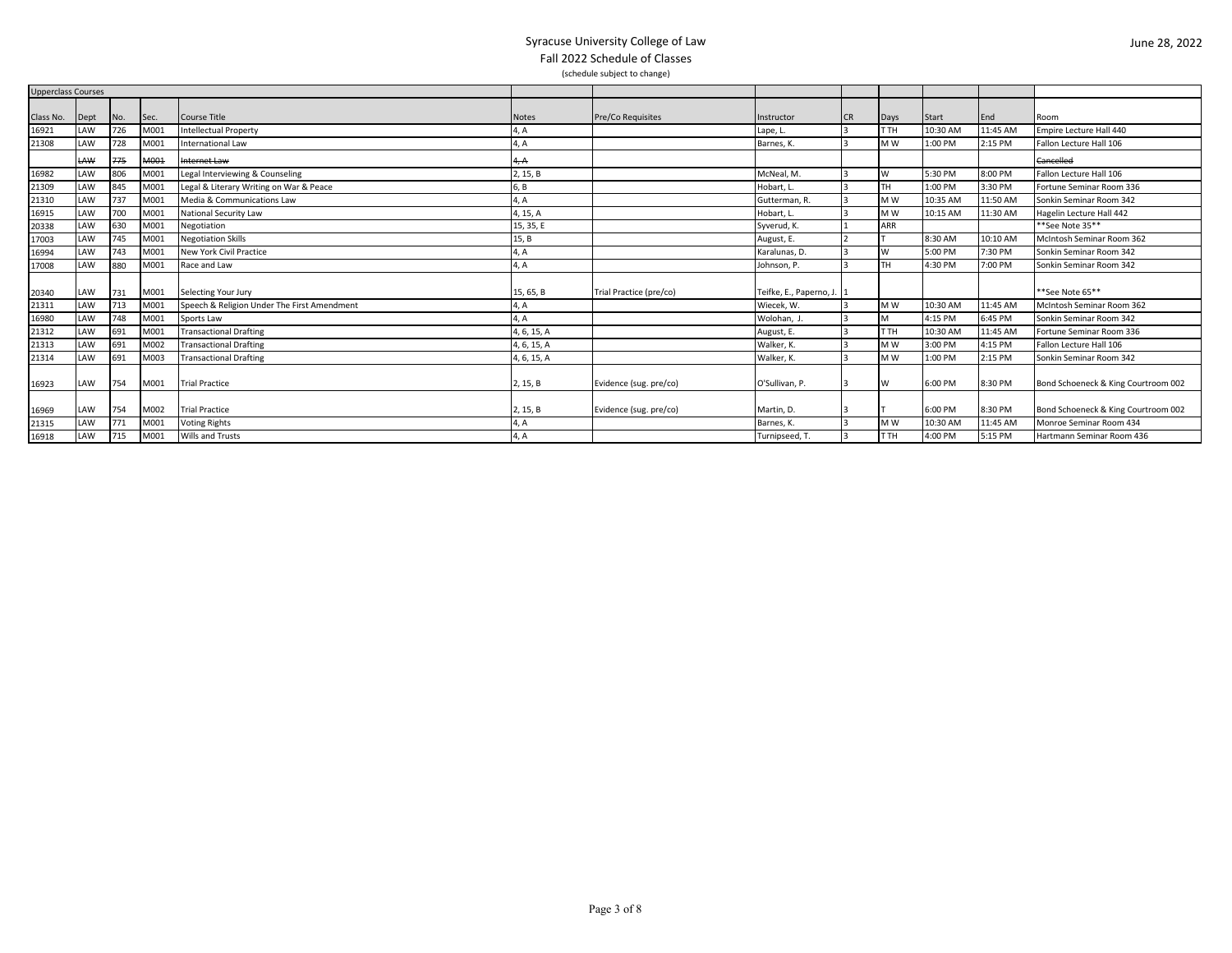Syracuse University College of Law

Fall 2022 Schedule of Classes

(schedule subject to change)

June 28, 2022

| Upperclass Courses | | | | | | | | | | | | |
|---|---|---|---|---|---|---|---|---|---|---|---|---|
| Class No. | Dept | No. | Sec. | Course Title | Notes | Pre/Co Requisites | Instructor | CR | Days | Start | End | Room |
| 16921 | LAW | 726 | M001 | Intellectual Property | 4, A | | Lape, L. | 3 | T TH | 10:30 AM | 11:45 AM | Empire Lecture Hall 440 |
| 21308 | LAW | 728 | M001 | International Law | 4, A | | Barnes, K. | 3 | M W | 1:00 PM | 2:15 PM | Fallon Lecture Hall 106 |
| | ~~LAW~~ | ~~775~~ | ~~M001~~ | ~~Internet Law~~ | ~~4, A~~ | | | | | | | ~~Cancelled~~ |
| 16982 | LAW | 806 | M001 | Legal Interviewing & Counseling | 2, 15, B | | McNeal, M. | 3 | W | 5:30 PM | 8:00 PM | Fallon Lecture Hall 106 |
| 21309 | LAW | 845 | M001 | Legal & Literary Writing on War & Peace | 6, B | | Hobart, L. | 3 | TH | 1:00 PM | 3:30 PM | Fortune Seminar Room 336 |
| 21310 | LAW | 737 | M001 | Media & Communications Law | 4, A | | Gutterman, R. | 3 | M W | 10:35 AM | 11:50 AM | Sonkin Seminar Room 342 |
| 16915 | LAW | 700 | M001 | National Security Law | 4, 15, A | | Hobart, L. | 3 | M W | 10:15 AM | 11:30 AM | Hagelin Lecture Hall 442 |
| 20338 | LAW | 630 | M001 | Negotiation | 15, 35, E | | Syverud, K. | 1 | ARR | | | **See Note 35** |
| 17003 | LAW | 745 | M001 | Negotiation Skills | 15, B | | August, E. | 2 | T | 8:30 AM | 10:10 AM | McIntosh Seminar Room 362 |
| 16994 | LAW | 743 | M001 | New York Civil Practice | 4, A | | Karalunas, D. | 3 | W | 5:00 PM | 7:30 PM | Sonkin Seminar Room 342 |
| 17008 | LAW | 880 | M001 | Race and Law | 4, A | | Johnson, P. | 3 | TH | 4:30 PM | 7:00 PM | Sonkin Seminar Room 342 |
| 20340 | LAW | 731 | M001 | Selecting Your Jury | 15, 65, B | Trial Practice (pre/co) | Teifke, E., Paperno, J. | 1 | | | | **See Note 65** |
| 21311 | LAW | 713 | M001 | Speech & Religion Under The First Amendment | 4, A | | Wiecek, W. | 3 | M W | 10:30 AM | 11:45 AM | McIntosh Seminar Room 362 |
| 16980 | LAW | 748 | M001 | Sports Law | 4, A | | Wolohan, J. | 3 | M | 4:15 PM | 6:45 PM | Sonkin Seminar Room 342 |
| 21312 | LAW | 691 | M001 | Transactional Drafting | 4, 6, 15, A | | August, E. | 3 | T TH | 10:30 AM | 11:45 AM | Fortune Seminar Room 336 |
| 21313 | LAW | 691 | M002 | Transactional Drafting | 4, 6, 15, A | | Walker, K. | 3 | M W | 3:00 PM | 4:15 PM | Fallon Lecture Hall 106 |
| 21314 | LAW | 691 | M003 | Transactional Drafting | 4, 6, 15, A | | Walker, K. | 3 | M W | 1:00 PM | 2:15 PM | Sonkin Seminar Room 342 |
| 16923 | LAW | 754 | M001 | Trial Practice | 2, 15, B | Evidence (sug. pre/co) | O'Sullivan, P. | 3 | W | 6:00 PM | 8:30 PM | Bond Schoeneck & King Courtroom 002 |
| 16969 | LAW | 754 | M002 | Trial Practice | 2, 15, B | Evidence (sug. pre/co) | Martin, D. | 3 | T | 6:00 PM | 8:30 PM | Bond Schoeneck & King Courtroom 002 |
| 21315 | LAW | 771 | M001 | Voting Rights | 4, A | | Barnes, K. | 3 | M W | 10:30 AM | 11:45 AM | Monroe Seminar Room 434 |
| 16918 | LAW | 715 | M001 | Wills and Trusts | 4, A | | Turnipseed, T. | 3 | T TH | 4:00 PM | 5:15 PM | Hartmann Seminar Room 436 |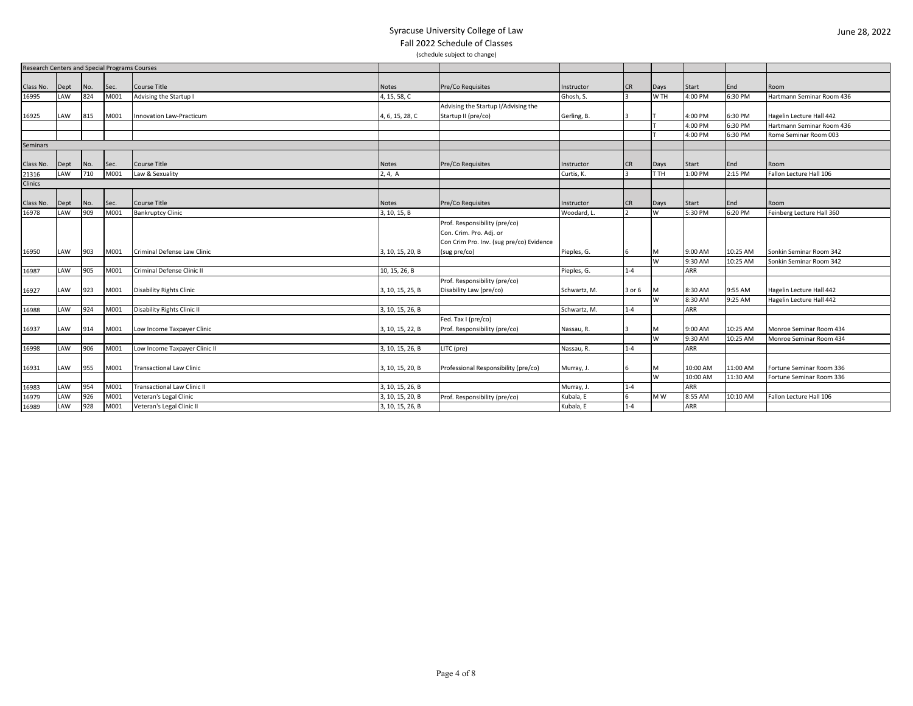Syracuse University College of Law

Fall 2022 Schedule of Classes

(schedule subject to change)

June 28, 2022

| Research Centers and Special Programs Courses | | | | | | | | | | | | |
|---|---|---|---|---|---|---|---|---|---|---|---|---|
| Class No. | Dept | No. | Sec. | Course Title | Notes | Pre/Co Requisites | Instructor | CR | Days | Start | End | Room |
| 16995 | LAW | 824 | M001 | Advising the Startup I | 4, 15, 58, C | | Ghosh, S. | 3 | W TH | 4:00 PM | 6:30 PM | Hartmann Seminar Room 436 |
| 16925 | LAW | 815 | M001 | Innovation Law-Practicum | 4, 6, 15, 28, C | Advising the Startup I/Advising the Startup II (pre/co) | Gerling, B. | 3 | T | 4:00 PM | 6:30 PM | Hagelin Lecture Hall 442 |
| | | | | | | | | | T | 4:00 PM | 6:30 PM | Hartmann Seminar Room 436 |
| | | | | | | | | | T | 4:00 PM | 6:30 PM | Rome Seminar Room 003 |
| Seminars | | | | | | | | | | | | |
| Class No. | Dept | No. | Sec. | Course Title | Notes | Pre/Co Requisites | Instructor | CR | Days | Start | End | Room |
| 21316 | LAW | 710 | M001 | Law & Sexuality | 2, 4, A | | Curtis, K. | 3 | T TH | 1:00 PM | 2:15 PM | Fallon Lecture Hall 106 |
| Clinics | | | | | | | | | | | | |
| Class No. | Dept | No. | Sec. | Course Title | Notes | Pre/Co Requisites | Instructor | CR | Days | Start | End | Room |
| 16978 | LAW | 909 | M001 | Bankruptcy Clinic | 3, 10, 15, B | | Woodard, L. | 2 | W | 5:30 PM | 6:20 PM | Feinberg Lecture Hall 360 |
| 16950 | LAW | 903 | M001 | Criminal Defense Law Clinic | 3, 10, 15, 20, B | Prof. Responsibility (pre/co) Con. Crim. Pro. Adj. or Con Crim Pro. Inv. (sug pre/co) Evidence (sug pre/co) | Pieples, G. | 6 | M | 9:00 AM | 10:25 AM | Sonkin Seminar Room 342 |
| | | | | | | | | | W | 9:30 AM | 10:25 AM | Sonkin Seminar Room 342 |
| 16987 | LAW | 905 | M001 | Criminal Defense Clinic II | 10, 15, 26, B | | Pieples, G. | 1-4 | | ARR | | |
| 16927 | LAW | 923 | M001 | Disability Rights Clinic | 3, 10, 15, 25, B | Prof. Responsibility (pre/co) Disability Law (pre/co) | Schwartz, M. | 3 or 6 | M | 8:30 AM | 9:55 AM | Hagelin Lecture Hall 442 |
| | | | | | | | | | W | 8:30 AM | 9:25 AM | Hagelin Lecture Hall 442 |
| 16988 | LAW | 924 | M001 | Disability Rights Clinic II | 3, 10, 15, 26, B | | Schwartz, M. | 1-4 | | ARR | | |
| 16937 | LAW | 914 | M001 | Low Income Taxpayer Clinic | 3, 10, 15, 22, B | Fed. Tax I (pre/co) Prof. Responsibility (pre/co) | Nassau, R. | 3 | M | 9:00 AM | 10:25 AM | Monroe Seminar Room 434 |
| | | | | | | | | | W | 9:30 AM | 10:25 AM | Monroe Seminar Room 434 |
| 16998 | LAW | 906 | M001 | Low Income Taxpayer Clinic II | 3, 10, 15, 26, B | LITC (pre) | Nassau, R. | 1-4 | | ARR | | |
| 16931 | LAW | 955 | M001 | Transactional Law Clinic | 3, 10, 15, 20, B | Professional Responsibility (pre/co) | Murray, J. | 6 | M | 10:00 AM | 11:00 AM | Fortune Seminar Room 336 |
| | | | | | | | | | W | 10:00 AM | 11:30 AM | Fortune Seminar Room 336 |
| 16983 | LAW | 954 | M001 | Transactional Law Clinic II | 3, 10, 15, 26, B | | Murray, J. | 1-4 | | ARR | | |
| 16979 | LAW | 926 | M001 | Veteran's Legal Clinic | 3, 10, 15, 20, B | Prof. Responsibility (pre/co) | Kubala, E | 6 | M W | 8:55 AM | 10:10 AM | Fallon Lecture Hall 106 |
| 16989 | LAW | 928 | M001 | Veteran's Legal Clinic II | 3, 10, 15, 26, B | | Kubala, E | 1-4 | | ARR | | |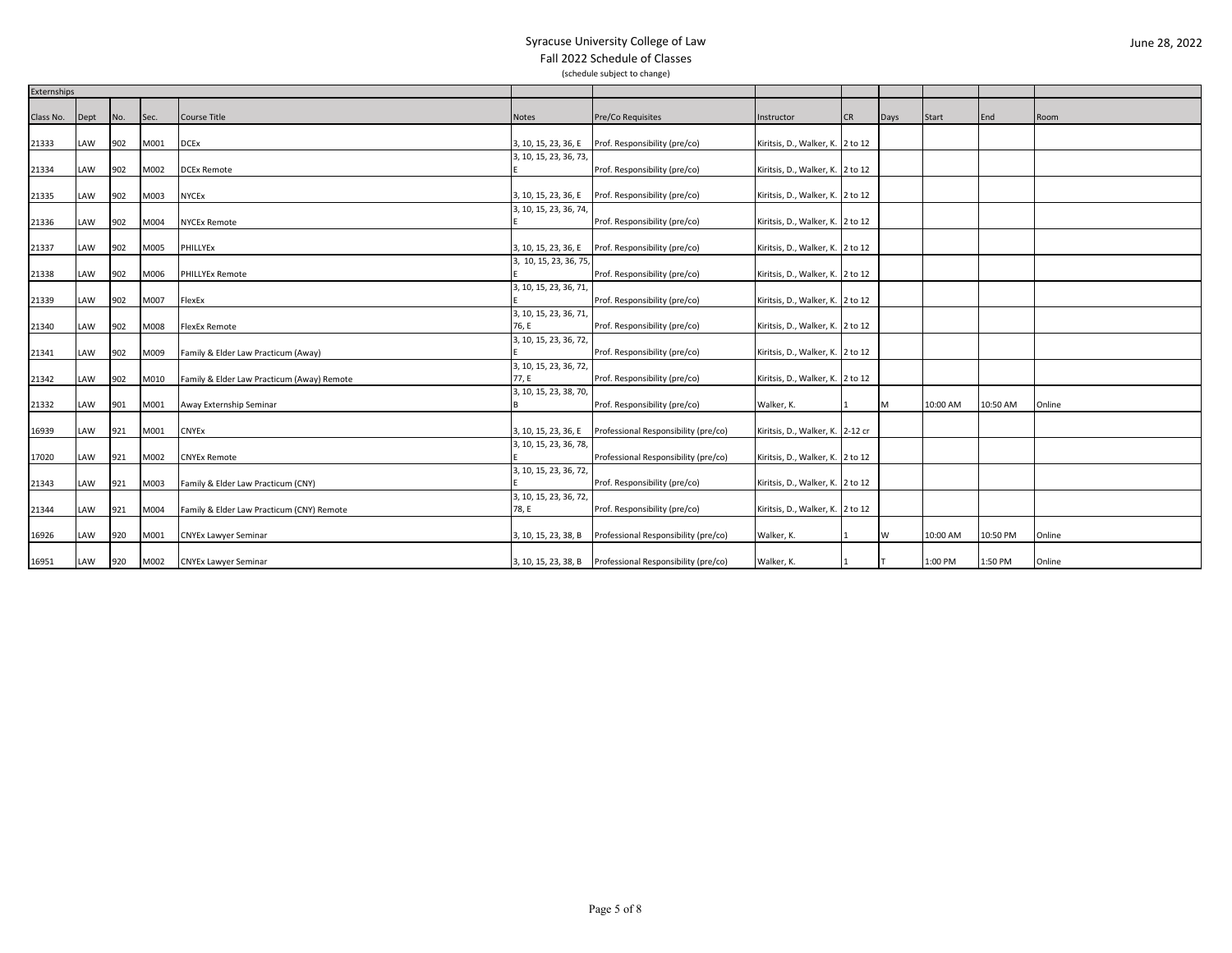Syracuse University College of Law

Fall 2022 Schedule of Classes

(schedule subject to change)

June 28, 2022

| Externships | | | | | | | | | | | | |
|---|---|---|---|---|---|---|---|---|---|---|---|---|
| Class No. | Dept | No. | Sec. | Course Title | Notes | Pre/Co Requisites | Instructor | CR | Days | Start | End | Room |
| 21333 | LAW | 902 | M001 | DCEx | 3, 10, 15, 23, 36, E | Prof. Responsibility (pre/co) | Kiritsis, D., Walker, K. | 2 to 12 | | | | |
| 21334 | LAW | 902 | M002 | DCEx Remote | 3, 10, 15, 23, 36, 73, E | Prof. Responsibility (pre/co) | Kiritsis, D., Walker, K. | 2 to 12 | | | | |
| 21335 | LAW | 902 | M003 | NYCEx | 3, 10, 15, 23, 36, E | Prof. Responsibility (pre/co) | Kiritsis, D., Walker, K. | 2 to 12 | | | | |
| 21336 | LAW | 902 | M004 | NYCEx Remote | 3, 10, 15, 23, 36, 74, E | Prof. Responsibility (pre/co) | Kiritsis, D., Walker, K. | 2 to 12 | | | | |
| 21337 | LAW | 902 | M005 | PHILLYEx | 3, 10, 15, 23, 36, E | Prof. Responsibility (pre/co) | Kiritsis, D., Walker, K. | 2 to 12 | | | | |
| 21338 | LAW | 902 | M006 | PHILLYEx Remote | 3, 10, 15, 23, 36, 75, E | Prof. Responsibility (pre/co) | Kiritsis, D., Walker, K. | 2 to 12 | | | | |
| 21339 | LAW | 902 | M007 | FlexEx | 3, 10, 15, 23, 36, 71, E | Prof. Responsibility (pre/co) | Kiritsis, D., Walker, K. | 2 to 12 | | | | |
| 21340 | LAW | 902 | M008 | FlexEx Remote | 3, 10, 15, 23, 36, 71, 76, E | Prof. Responsibility (pre/co) | Kiritsis, D., Walker, K. | 2 to 12 | | | | |
| 21341 | LAW | 902 | M009 | Family & Elder Law Practicum (Away) | 3, 10, 15, 23, 36, 72, E | Prof. Responsibility (pre/co) | Kiritsis, D., Walker, K. | 2 to 12 | | | | |
| 21342 | LAW | 902 | M010 | Family & Elder Law Practicum (Away) Remote | 3, 10, 15, 23, 36, 72, 77, E | Prof. Responsibility (pre/co) | Kiritsis, D., Walker, K. | 2 to 12 | | | | |
| 21332 | LAW | 901 | M001 | Away Externship Seminar | 3, 10, 15, 23, 38, 70, B | Prof. Responsibility (pre/co) | Walker, K. | 1 | M | 10:00 AM | 10:50 AM | Online |
| 16939 | LAW | 921 | M001 | CNYEx | 3, 10, 15, 23, 36, E | Professional Responsibility (pre/co) | Kiritsis, D., Walker, K. | 2-12 cr | | | | |
| 17020 | LAW | 921 | M002 | CNYEx Remote | 3, 10, 15, 23, 36, 78, E | Professional Responsibility (pre/co) | Kiritsis, D., Walker, K. | 2 to 12 | | | | |
| 21343 | LAW | 921 | M003 | Family & Elder Law Practicum (CNY) | 3, 10, 15, 23, 36, 72, E | Prof. Responsibility (pre/co) | Kiritsis, D., Walker, K. | 2 to 12 | | | | |
| 21344 | LAW | 921 | M004 | Family & Elder Law Practicum (CNY) Remote | 3, 10, 15, 23, 36, 72, 78, E | Prof. Responsibility (pre/co) | Kiritsis, D., Walker, K. | 2 to 12 | | | | |
| 16926 | LAW | 920 | M001 | CNYEx Lawyer Seminar | 3, 10, 15, 23, 38, B | Professional Responsibility (pre/co) | Walker, K. | 1 | W | 10:00 AM | 10:50 PM | Online |
| 16951 | LAW | 920 | M002 | CNYEx Lawyer Seminar | 3, 10, 15, 23, 38, B | Professional Responsibility (pre/co) | Walker, K. | 1 | T | 1:00 PM | 1:50 PM | Online |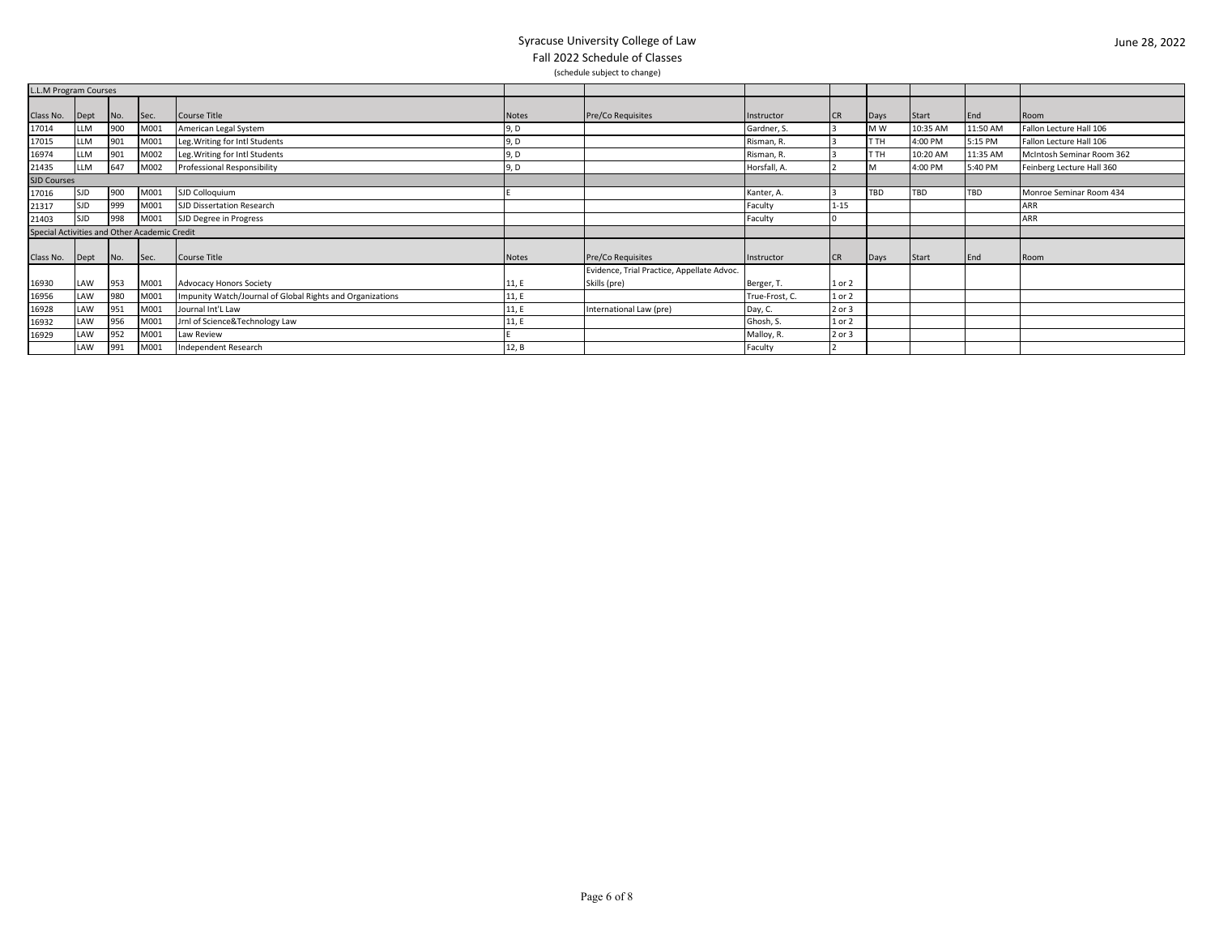# Syracuse University College of Law
## Fall 2022 Schedule of Classes

(schedule subject to change)

June 28, 2022

**L.L.M Program Courses**

| Class No. | Dept | No. | Sec. | Course Title | Notes | Pre/Co Requisites | Instructor | CR | Days | Start | End | Room |
|---|---|---|---|---|---|---|---|---|---|---|---|---|
| 17014 | LLM | 900 | M001 | American Legal System | 9, D | | Gardner, S. | 3 | M W | 10:35 AM | 11:50 AM | Fallon Lecture Hall 106 |
| 17015 | LLM | 901 | M001 | Leg.Writing for Intl Students | 9, D | | Risman, R. | 3 | T TH | 4:00 PM | 5:15 PM | Fallon Lecture Hall 106 |
| 16974 | LLM | 901 | M002 | Leg.Writing for Intl Students | 9, D | | Risman, R. | 3 | T TH | 10:20 AM | 11:35 AM | McIntosh Seminar Room 362 |
| 21435 | LLM | 647 | M002 | Professional Responsibility | 9, D | | Horsfall, A. | 2 | M | 4:00 PM | 5:40 PM | Feinberg Lecture Hall 360 |

**SJD Courses**

| Class No. | Dept | No. | Sec. | Course Title | Notes | Pre/Co Requisites | Instructor | CR | Days | Start | End | Room |
|---|---|---|---|---|---|---|---|---|---|---|---|---|
| 17016 | SJD | 900 | M001 | SJD Colloquium | E | | Kanter, A. | 3 | TBD | TBD | TBD | Monroe Seminar Room 434 |
| 21317 | SJD | 999 | M001 | SJD Dissertation Research | | | Faculty | 1-15 | | | | ARR |
| 21403 | SJD | 998 | M001 | SJD Degree in Progress | | | Faculty | 0 | | | | ARR |

**Special Activities and Other Academic Credit**

| Class No. | Dept | No. | Sec. | Course Title | Notes | Pre/Co Requisites | Instructor | CR | Days | Start | End | Room |
|---|---|---|---|---|---|---|---|---|---|---|---|---|
| 16930 | LAW | 953 | M001 | Advocacy Honors Society | 11, E | Evidence, Trial Practice, Appellate Advoc. Skills (pre) | Berger, T. | 1 or 2 | | | | |
| 16956 | LAW | 980 | M001 | Impunity Watch/Journal of Global Rights and Organizations | 11, E | | True-Frost, C. | 1 or 2 | | | | |
| 16928 | LAW | 951 | M001 | Journal Int'L Law | 11, E | International Law (pre) | Day, C. | 2 or 3 | | | | |
| 16932 | LAW | 956 | M001 | Jrnl of Science&Technology Law | 11, E | | Ghosh, S. | 1 or 2 | | | | |
| 16929 | LAW | 952 | M001 | Law Review | E | | Malloy, R. | 2 or 3 | | | | |
| | LAW | 991 | M001 | Independent Research | 12, B | | Faculty | 2 | | | | |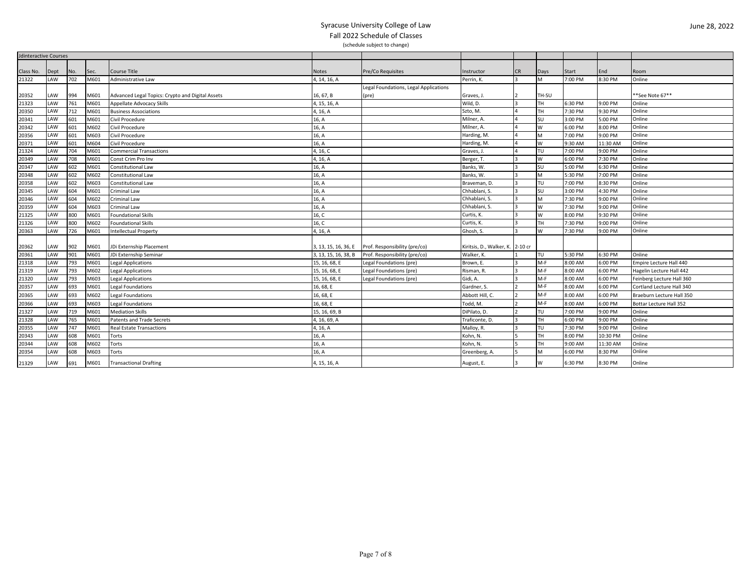# Syracuse University College of Law

## Fall 2022 Schedule of Classes

(schedule subject to change)

June 28, 2022

| Jdinteractive Courses | | | | | | | | | | | | | |
|---|---|---|---|---|---|---|---|---|---|---|---|---|---|
| Class No. | Dept | No. | Sec. | Course Title | Notes | Pre/Co Requisites | Instructor | CR | Days | Start | End | Room |
| 21322 | LAW | 702 | M601 | Administrative Law | 4, 14, 16, A | | Perrin, K. | 3 | M | 7:00 PM | 8:30 PM | Online |
| 20352 | LAW | 994 | M601 | Advanced Legal Topics: Crypto and Digital Assets | 16, 67, B | Legal Foundations, Legal Applications (pre) | Graves, J. | 2 | TH-SU | | | **See Note 67** |
| 21323 | LAW | 761 | M601 | Appellate Advocacy Skills | 4, 15, 16, A | | Wild, D. | 3 | TH | 6:30 PM | 9:00 PM | Online |
| 20350 | LAW | 712 | M601 | Business Associations | 4, 16, A | | Szto, M. | 4 | TH | 7:30 PM | 9:30 PM | Online |
| 20341 | LAW | 601 | M601 | Civil Procedure | 16, A | | Milner, A. | 4 | SU | 3:00 PM | 5:00 PM | Online |
| 20342 | LAW | 601 | M602 | Civil Procedure | 16, A | | Milner, A. | 4 | W | 6:00 PM | 8:00 PM | Online |
| 20356 | LAW | 601 | M603 | Civil Procedure | 16, A | | Harding, M. | 4 | M | 7:00 PM | 9:00 PM | Online |
| 20371 | LAW | 601 | M604 | Civil Procedure | 16, A | | Harding, M. | 4 | W | 9:30 AM | 11:30 AM | Online |
| 21324 | LAW | 704 | M601 | Commercial Transactions | 4, 16, C | | Graves, J. | 4 | TU | 7:00 PM | 9:00 PM | Online |
| 20349 | LAW | 708 | M601 | Const Crim Pro Inv | 4, 16, A | | Berger, T. | 3 | W | 6:00 PM | 7:30 PM | Online |
| 20347 | LAW | 602 | M601 | Constitutional Law | 16, A | | Banks, W. | 3 | SU | 5:00 PM | 6:30 PM | Online |
| 20348 | LAW | 602 | M602 | Constitutional Law | 16, A | | Banks, W. | 3 | M | 5:30 PM | 7:00 PM | Online |
| 20358 | LAW | 602 | M603 | Constitutional Law | 16, A | | Braveman, D. | 3 | TU | 7:00 PM | 8:30 PM | Online |
| 20345 | LAW | 604 | M601 | Criminal Law | 16, A | | Chhablani, S. | 3 | SU | 3:00 PM | 4:30 PM | Online |
| 20346 | LAW | 604 | M602 | Criminal Law | 16, A | | Chhablani, S. | 3 | M | 7:30 PM | 9:00 PM | Online |
| 20359 | LAW | 604 | M603 | Criminal Law | 16, A | | Chhablani, S. | 3 | W | 7:30 PM | 9:00 PM | Online |
| 21325 | LAW | 800 | M601 | Foundational Skills | 16, C | | Curtis, K. | 3 | W | 8:00 PM | 9:30 PM | Online |
| 21326 | LAW | 800 | M602 | Foundational Skills | 16, C | | Curtis, K. | 3 | TH | 7:30 PM | 9:00 PM | Online |
| 20363 | LAW | 726 | M601 | Intellectual Property | 4, 16, A | | Ghosh, S. | 3 | W | 7:30 PM | 9:00 PM | Online |
| 20362 | LAW | 902 | M601 | JDi Externship Placement | 3, 13, 15, 16, 36, E | Prof. Responsibility (pre/co) | Kiritsis, D., Walker, K. | 2-10 cr | | | | |
| 20361 | LAW | 901 | M601 | JDi Externship Seminar | 3, 13, 15, 16, 38, B | Prof. Responsibility (pre/co) | Walker, K. | 1 | TU | 5:30 PM | 6:30 PM | Online |
| 21318 | LAW | 793 | M601 | Legal Applications | 15, 16, 68, E | Legal Foundations (pre) | Brown, E. | 3 | M-F | 8:00 AM | 6:00 PM | Empire Lecture Hall 440 |
| 21319 | LAW | 793 | M602 | Legal Applications | 15, 16, 68, E | Legal Foundations (pre) | Risman, R. | 3 | M-F | 8:00 AM | 6:00 PM | Hagelin Lecture Hall 442 |
| 21320 | LAW | 793 | M603 | Legal Applications | 15, 16, 68, E | Legal Foundations (pre) | Gidi, A. | 3 | M-F | 8:00 AM | 6:00 PM | Feinberg Lecture Hall 360 |
| 20357 | LAW | 693 | M601 | Legal Foundations | 16, 68, E | | Gardner, S. | 2 | M-F | 8:00 AM | 6:00 PM | Cortland Lecture Hall 340 |
| 20365 | LAW | 693 | M602 | Legal Foundations | 16, 68, E | | Abbott Hill, C. | 2 | M-F | 8:00 AM | 6:00 PM | Braeburn Lecture Hall 350 |
| 20366 | LAW | 693 | M603 | Legal Foundations | 16, 68, E | | Todd, M. | 2 | M-F | 8:00 AM | 6:00 PM | Bottar Lecture Hall 352 |
| 21327 | LAW | 719 | M601 | Mediation Skills | 15, 16, 69, B | | DiPilato, D. | 2 | TU | 7:00 PM | 9:00 PM | Online |
| 21328 | LAW | 765 | M601 | Patents and Trade Secrets | 4, 16, 69, A | | Traficonte, D. | 3 | TH | 6:00 PM | 9:00 PM | Online |
| 20355 | LAW | 747 | M601 | Real Estate Transactions | 4, 16, A | | Malloy, R. | 3 | TU | 7:30 PM | 9:00 PM | Online |
| 20343 | LAW | 608 | M601 | Torts | 16, A | | Kohn, N. | 5 | TH | 8:00 PM | 10:30 PM | Online |
| 20344 | LAW | 608 | M602 | Torts | 16, A | | Kohn, N. | 5 | TH | 9:00 AM | 11:30 AM | Online |
| 20354 | LAW | 608 | M603 | Torts | 16, A | | Greenberg, A. | 5 | M | 6:00 PM | 8:30 PM | Online |
| 21329 | LAW | 691 | M601 | Transactional Drafting | 4, 15, 16, A | | August, E. | 3 | W | 6:30 PM | 8:30 PM | Online |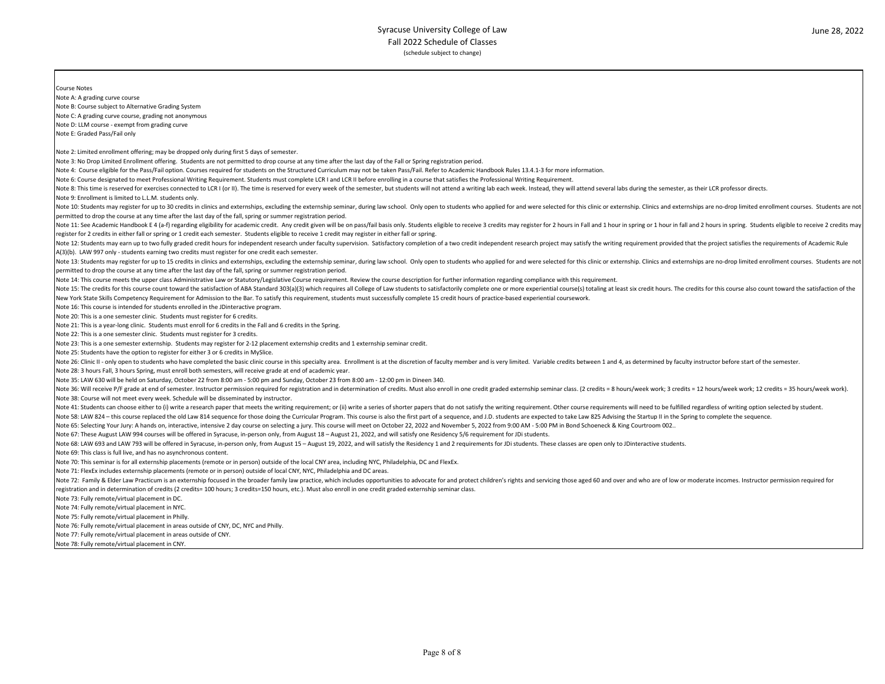Syracuse University College of Law

Fall 2022 Schedule of Classes

(schedule subject to change)

June 28, 2022

Course Notes

Note A: A grading curve course

Note B: Course subject to Alternative Grading System

Note C: A grading curve course, grading not anonymous

Note D: LLM course - exempt from grading curve

Note E: Graded Pass/Fail only

Note 2: Limited enrollment offering; may be dropped only during first 5 days of semester.

Note 3: No Drop Limited Enrollment offering. Students are not permitted to drop course at any time after the last day of the Fall or Spring registration period.

Note 4: Course eligible for the Pass/Fail option. Courses required for students on the Structured Curriculum may not be taken Pass/Fail. Refer to Academic Handbook Rules 13.4.1-3 for more information.

Note 6: Course designated to meet Professional Writing Requirement. Students must complete LCR I and LCR II before enrolling in a course that satisfies the Professional Writing Requirement.

Note 8: This time is reserved for exercises connected to LCR I (or II). The time is reserved for every week of the semester, but students will not attend a writing lab each week. Instead, they will attend several labs during the semester, as their LCR professor directs.

Note 9: Enrollment is limited to L.L.M. students only.

Note 10: Students may register for up to 30 credits in clinics and externships, excluding the externship seminar, during law school. Only open to students who applied for and were selected for this clinic or externship. Clinics and externships are no-drop limited enrollment courses. Students are not permitted to drop the course at any time after the last day of the fall, spring or summer registration period.

Note 11: See Academic Handbook E 4 (a-f) regarding eligibility for academic credit. Any credit given will be on pass/fail basis only. Students eligible to receive 3 credits may register for 2 hours in Fall and 1 hour in spring or 1 hour in fall and 2 hours in spring. Students eligible to receive 2 credits may register for 2 credits in either fall or spring or 1 credit each semester. Students eligible to receive 1 credit may register in either fall or spring.

Note 12: Students may earn up to two fully graded credit hours for independent research under faculty supervision. Satisfactory completion of a two credit independent research project may satisfy the writing requirement provided that the project satisfies the requirements of Academic Rule A(3)(b). LAW 997 only - students earning two credits must register for one credit each semester.

Note 13: Students may register for up to 15 credits in clinics and externships, excluding the externship seminar, during law school. Only open to students who applied for and were selected for this clinic or externship. Clinics and externships are no-drop limited enrollment courses. Students are not permitted to drop the course at any time after the last day of the fall, spring or summer registration period.

Note 14: This course meets the upper class Administrative Law or Statutory/Legislative Course requirement. Review the course description for further information regarding compliance with this requirement.

Note 15: The credits for this course count toward the satisfaction of ABA Standard 303(a)(3) which requires all College of Law students to satisfactorily complete one or more experiential course(s) totaling at least six credit hours. The credits for this course also count toward the satisfaction of the New York State Skills Competency Requirement for Admission to the Bar. To satisfy this requirement, students must successfully complete 15 credit hours of practice-based experiential coursework.

Note 16: This course is intended for students enrolled in the JDinteractive program.

Note 20: This is a one semester clinic. Students must register for 6 credits.

Note 21: This is a year-long clinic. Students must enroll for 6 credits in the Fall and 6 credits in the Spring.

Note 22: This is a one semester clinic. Students must register for 3 credits.

Note 23: This is a one semester externship. Students may register for 2-12 placement externship credits and 1 externship seminar credit.

Note 25: Students have the option to register for either 3 or 6 credits in MySlice.

Note 26: Clinic II - only open to students who have completed the basic clinic course in this specialty area. Enrollment is at the discretion of faculty member and is very limited. Variable credits between 1 and 4, as determined by faculty instructor before start of the semester.

Note 28: 3 hours Fall, 3 hours Spring, must enroll both semesters, will receive grade at end of academic year.

Note 35: LAW 630 will be held on Saturday, October 22 from 8:00 am - 5:00 pm and Sunday, October 23 from 8:00 am - 12:00 pm in Dineen 340.

Note 36: Will receive P/F grade at end of semester. Instructor permission required for registration and in determination of credits. Must also enroll in one credit graded externship seminar class. (2 credits = 8 hours/week work; 3 credits = 12 hours/week work; 12 credits = 35 hours/week work).

Note 38: Course will not meet every week. Schedule will be disseminated by instructor.

Note 41: Students can choose either to (i) write a research paper that meets the writing requirement; or (ii) write a series of shorter papers that do not satisfy the writing requirement. Other course requirements will need to be fulfilled regardless of writing option selected by student.

Note 58: LAW 824 – this course replaced the old Law 814 sequence for those doing the Curricular Program. This course is also the first part of a sequence, and J.D. students are expected to take Law 825 Advising the Startup II in the Spring to complete the sequence.

Note 65: Selecting Your Jury: A hands on, interactive, intensive 2 day course on selecting a jury. This course will meet on October 22, 2022 and November 5, 2022 from 9:00 AM - 5:00 PM in Bond Schoeneck & King Courtroom 002..

Note 67: These August LAW 994 courses will be offered in Syracuse, in-person only, from August 18 – August 21, 2022, and will satisfy one Residency 5/6 requirement for JDi students.

Note 68: LAW 693 and LAW 793 will be offered in Syracuse, in-person only, from August 15 – August 19, 2022, and will satisfy the Residency 1 and 2 requirements for JDi students. These classes are open only to JDinteractive students.

Note 69: This class is full live, and has no asynchronous content.

Note 70: This seminar is for all externship placements (remote or in person) outside of the local CNY area, including NYC, Philadelphia, DC and FlexEx.

Note 71: FlexEx includes externship placements (remote or in person) outside of local CNY, NYC, Philadelphia and DC areas.

Note 72: Family & Elder Law Practicum is an externship focused in the broader family law practice, which includes opportunities to advocate for and protect children's rights and servicing those aged 60 and over and who are of low or moderate incomes. Instructor permission required for registration and in determination of credits (2 credits= 100 hours; 3 credits=150 hours, etc.). Must also enroll in one credit graded externship seminar class.

Note 73: Fully remote/virtual placement in DC.

Note 74: Fully remote/virtual placement in NYC.

Note 75: Fully remote/virtual placement in Philly.

Note 76: Fully remote/virtual placement in areas outside of CNY, DC, NYC and Philly.

Note 77: Fully remote/virtual placement in areas outside of CNY.

Note 78: Fully remote/virtual placement in CNY.